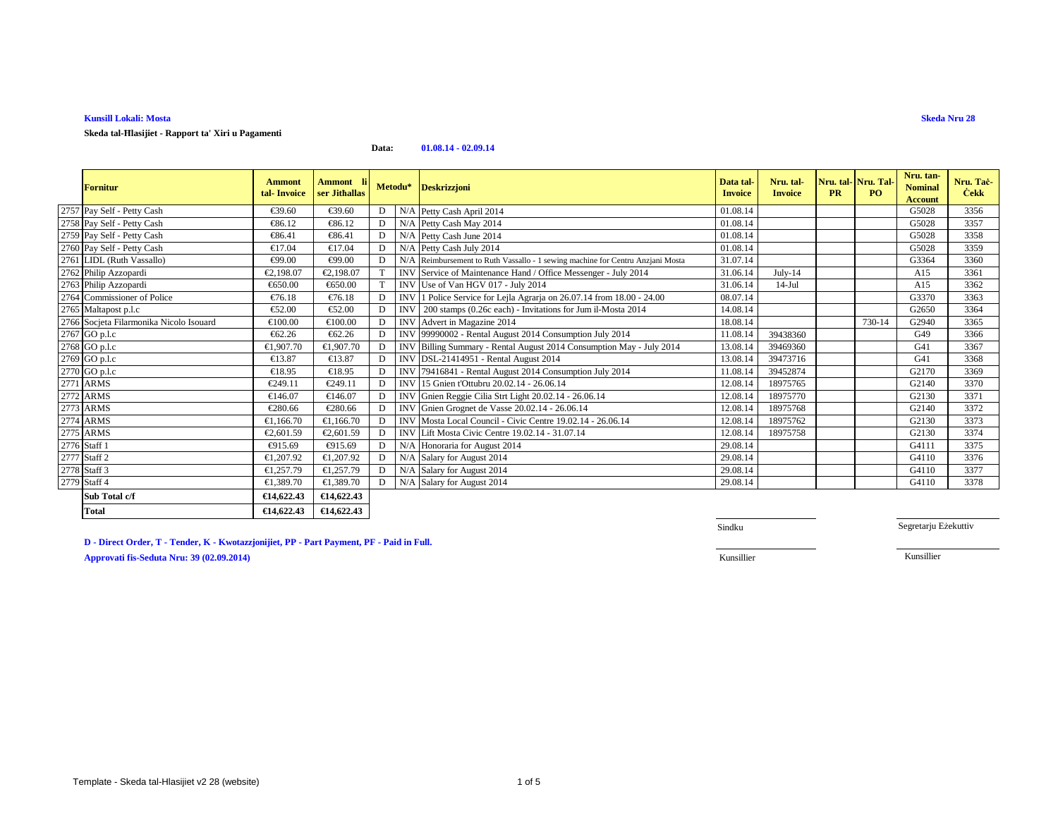**Kunsill Lokali: Mosta**

**Skeda Nru 28**

**Skeda tal-Ħlasijiet - Rapport ta' Xiri u Pagamenti**

**Data:** **01.08.14 - 02.09.14**

| | Fornitur | Ammont tal- Invoice | Ammont li ser Jitħallas | Metodu* | | Deskrizzjoni | Data tal-Invoice | Nru. tal-Invoice | Nru. tal-PR | Nru. Tal-PO | Nru. tan-Nominal Account | Nru. Taċ-Ċekk |
|---|---|---|---|---|---|---|---|---|---|---|---|---|
| 2757 | Pay Self - Petty Cash | €39.60 | €39.60 | D | N/A | Petty Cash April 2014 | 01.08.14 | | | | G5028 | 3356 |
| 2758 | Pay Self - Petty Cash | €86.12 | €86.12 | D | N/A | Petty Cash May 2014 | 01.08.14 | | | | G5028 | 3357 |
| 2759 | Pay Self - Petty Cash | €86.41 | €86.41 | D | N/A | Petty Cash June 2014 | 01.08.14 | | | | G5028 | 3358 |
| 2760 | Pay Self - Petty Cash | €17.04 | €17.04 | D | N/A | Petty Cash July 2014 | 01.08.14 | | | | G5028 | 3359 |
| 2761 | LIDL (Ruth Vassallo) | €99.00 | €99.00 | D | N/A | Reimbursement to Ruth Vassallo - 1 sewing machine for Centru Anzjani Mosta | 31.07.14 | | | | G3364 | 3360 |
| 2762 | Philip Azzopardi | €2,198.07 | €2,198.07 | T | INV | Service of Maintenance Hand / Office Messenger - July 2014 | 31.06.14 | July-14 | | | A15 | 3361 |
| 2763 | Philip Azzopardi | €650.00 | €650.00 | T | INV | Use of Van HGV 017 - July 2014 | 31.06.14 | 14-Jul | | | A15 | 3362 |
| 2764 | Commissioner of Police | €76.18 | €76.18 | D | INV | 1 Police Service for Lejla Agrarja on 26.07.14 from 18.00 - 24.00 | 08.07.14 | | | | G3370 | 3363 |
| 2765 | Maltapost p.l.c | €52.00 | €52.00 | D | INV | 200 stamps (0.26c each) - Invitations for Jum il-Mosta 2014 | 14.08.14 | | | | G2650 | 3364 |
| 2766 | Socjeta Filarmonika Nicolo Isouard | €100.00 | €100.00 | D | INV | Advert in Magazine 2014 | 18.08.14 | | | 730-14 | G2940 | 3365 |
| 2767 | GO p.l.c | €62.26 | €62.26 | D | INV | 99990002 - Rental August 2014 Consumption July 2014 | 11.08.14 | 39438360 | | | G49 | 3366 |
| 2768 | GO p.l.c | €1,907.70 | €1,907.70 | D | INV | Billing Summary - Rental August 2014 Consumption May - July 2014 | 13.08.14 | 39469360 | | | G41 | 3367 |
| 2769 | GO p.l.c | €13.87 | €13.87 | D | INV | DSL-21414951 - Rental August 2014 | 13.08.14 | 39473716 | | | G41 | 3368 |
| 2770 | GO p.l.c | €18.95 | €18.95 | D | INV | 79416841 - Rental August 2014 Consumption July 2014 | 11.08.14 | 39452874 | | | G2170 | 3369 |
| 2771 | ARMS | €249.11 | €249.11 | D | INV | 15 Gnien t'Ottubru 20.02.14 - 26.06.14 | 12.08.14 | 18975765 | | | G2140 | 3370 |
| 2772 | ARMS | €146.07 | €146.07 | D | INV | Gnien Reggie Cilia Strt Light 20.02.14 - 26.06.14 | 12.08.14 | 18975770 | | | G2130 | 3371 |
| 2773 | ARMS | €280.66 | €280.66 | D | INV | Gnien Grognet de Vasse 20.02.14 - 26.06.14 | 12.08.14 | 18975768 | | | G2140 | 3372 |
| 2774 | ARMS | €1,166.70 | €1,166.70 | D | INV | Mosta Local Council - Civic Centre 19.02.14 - 26.06.14 | 12.08.14 | 18975762 | | | G2130 | 3373 |
| 2775 | ARMS | €2,601.59 | €2,601.59 | D | INV | Lift Mosta Civic Centre 19.02.14 - 31.07.14 | 12.08.14 | 18975758 | | | G2130 | 3374 |
| 2776 | Staff 1 | €915.69 | €915.69 | D | N/A | Honoraria for August 2014 | 29.08.14 | | | | G4111 | 3375 |
| 2777 | Staff 2 | €1,207.92 | €1,207.92 | D | N/A | Salary for August 2014 | 29.08.14 | | | | G4110 | 3376 |
| 2778 | Staff 3 | €1,257.79 | €1,257.79 | D | N/A | Salary for August 2014 | 29.08.14 | | | | G4110 | 3377 |
| 2779 | Staff 4 | €1,389.70 | €1,389.70 | D | N/A | Salary for August 2014 | 29.08.14 | | | | G4110 | 3378 |
| | **Sub Total c/f** | **€14,622.43** | **€14,622.43** | | | | | | | | | |
| | **Total** | **€14,622.43** | **€14,622.43** | | | | | | | | | |

**D - Direct Order, T - Tender, K - Kwotazzjonijiet, PP - Part Payment, PF - Paid in Full.**

**Approvati fis-Seduta Nru: 39 (02.09.2014)**

Sindku

Segretarju Eżekuttiv

Kunsillier

Kunsillier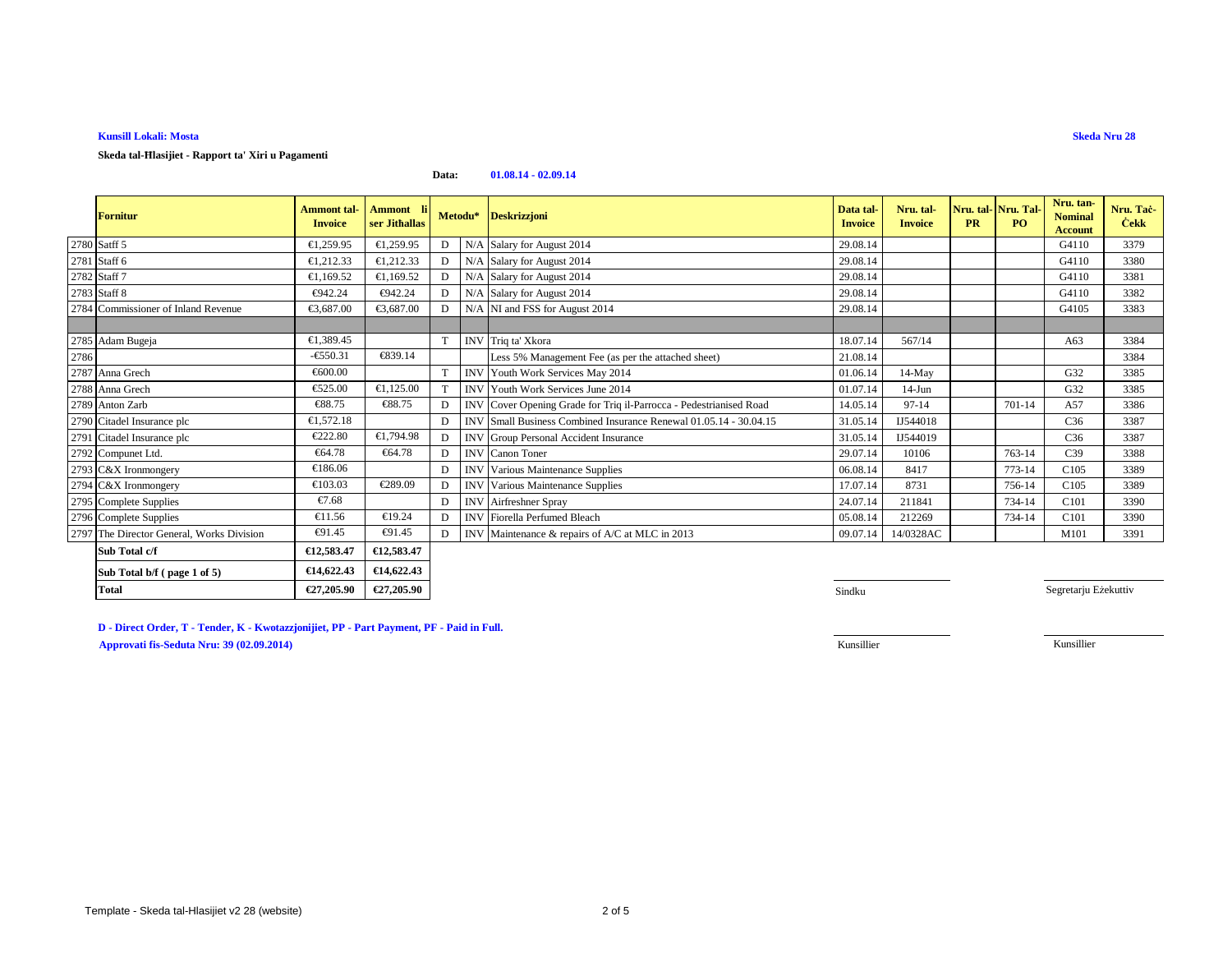**Kunsill Lokali: Mosta**

**Skeda Nru 28**

**Skeda tal-Ħlasijiet - Rapport ta' Xiri u Pagamenti**

**Data:** **01.08.14 - 02.09.14**

| | Fornitur | Ammont tal-Invoice | Ammont li ser Jithallas | Metodu* | | Deskrizzjoni | Data tal-Invoice | Nru. tal-Invoice | Nru. tal-PR | Nru. Tal-PO | Nru. tan-Nominal Account | Nru. Taċ-Ċekk |
|---|---|---|---|---|---|---|---|---|---|---|---|---|
| 2780 | Satff 5 | €1,259.95 | €1,259.95 | D | N/A | Salary for August 2014 | 29.08.14 | | | | G4110 | 3379 |
| 2781 | Staff 6 | €1,212.33 | €1,212.33 | D | N/A | Salary for August 2014 | 29.08.14 | | | | G4110 | 3380 |
| 2782 | Staff 7 | €1,169.52 | €1,169.52 | D | N/A | Salary for August 2014 | 29.08.14 | | | | G4110 | 3381 |
| 2783 | Staff 8 | €942.24 | €942.24 | D | N/A | Salary for August 2014 | 29.08.14 | | | | G4110 | 3382 |
| 2784 | Commissioner of Inland Revenue | €3,687.00 | €3,687.00 | D | N/A | NI and FSS for August 2014 | 29.08.14 | | | | G4105 | 3383 |
| | | | | | | | | | | | | |
| 2785 | Adam Bugeja | €1,389.45 | | T | INV | Triq ta' Xkora | 18.07.14 | 567/14 | | | A63 | 3384 |
| 2786 | | -€550.31 | €839.14 | | | Less 5% Management Fee (as per the attached sheet) | 21.08.14 | | | | | 3384 |
| 2787 | Anna Grech | €600.00 | | T | INV | Youth Work Services May 2014 | 01.06.14 | 14-May | | | G32 | 3385 |
| 2788 | Anna Grech | €525.00 | €1,125.00 | T | INV | Youth Work Services June 2014 | 01.07.14 | 14-Jun | | | G32 | 3385 |
| 2789 | Anton Zarb | €88.75 | €88.75 | D | INV | Cover Opening Grade for Triq il-Parrocca - Pedestrianised Road | 14.05.14 | 97-14 | | 701-14 | A57 | 3386 |
| 2790 | Citadel Insurance plc | €1,572.18 | | D | INV | Small Business Combined Insurance Renewal 01.05.14 - 30.04.15 | 31.05.14 | IJ544018 | | | C36 | 3387 |
| 2791 | Citadel Insurance plc | €222.80 | €1,794.98 | D | INV | Group Personal Accident Insurance | 31.05.14 | IJ544019 | | | C36 | 3387 |
| 2792 | Compunet Ltd. | €64.78 | €64.78 | D | INV | Canon Toner | 29.07.14 | 10106 | | 763-14 | C39 | 3388 |
| 2793 | C&X Ironmongery | €186.06 | | D | INV | Various Maintenance Supplies | 06.08.14 | 8417 | | 773-14 | C105 | 3389 |
| 2794 | C&X Ironmongery | €103.03 | €289.09 | D | INV | Various Maintenance Supplies | 17.07.14 | 8731 | | 756-14 | C105 | 3389 |
| 2795 | Complete Supplies | €7.68 | | D | INV | Airfreshner Spray | 24.07.14 | 211841 | | 734-14 | C101 | 3390 |
| 2796 | Complete Supplies | €11.56 | €19.24 | D | INV | Fiorella Perfumed Bleach | 05.08.14 | 212269 | | 734-14 | C101 | 3390 |
| 2797 | The Director General, Works Division | €91.45 | €91.45 | D | INV | Maintenance & repairs of A/C at MLC in 2013 | 09.07.14 | 14/0328AC | | | M101 | 3391 |
| | **Sub Total c/f** | **€12,583.47** | **€12,583.47** | | | | | | | | | |
| | **Sub Total b/f ( page 1 of 5)** | **€14,622.43** | **€14,622.43** | | | | | | | | | |
| | **Total** | **€27,205.90** | **€27,205.90** | | | | | | | | | |

Sindku

Segretarju Eżekuttiv

**D - Direct Order, T - Tender, K - Kwotazzjonijiet, PP - Part Payment, PF - Paid in Full.**

**Approvati fis-Seduta Nru: 39 (02.09.2014)**

Kunsillier

Kunsillier

Template - Skeda tal-Hlasijiet v2 28 (website)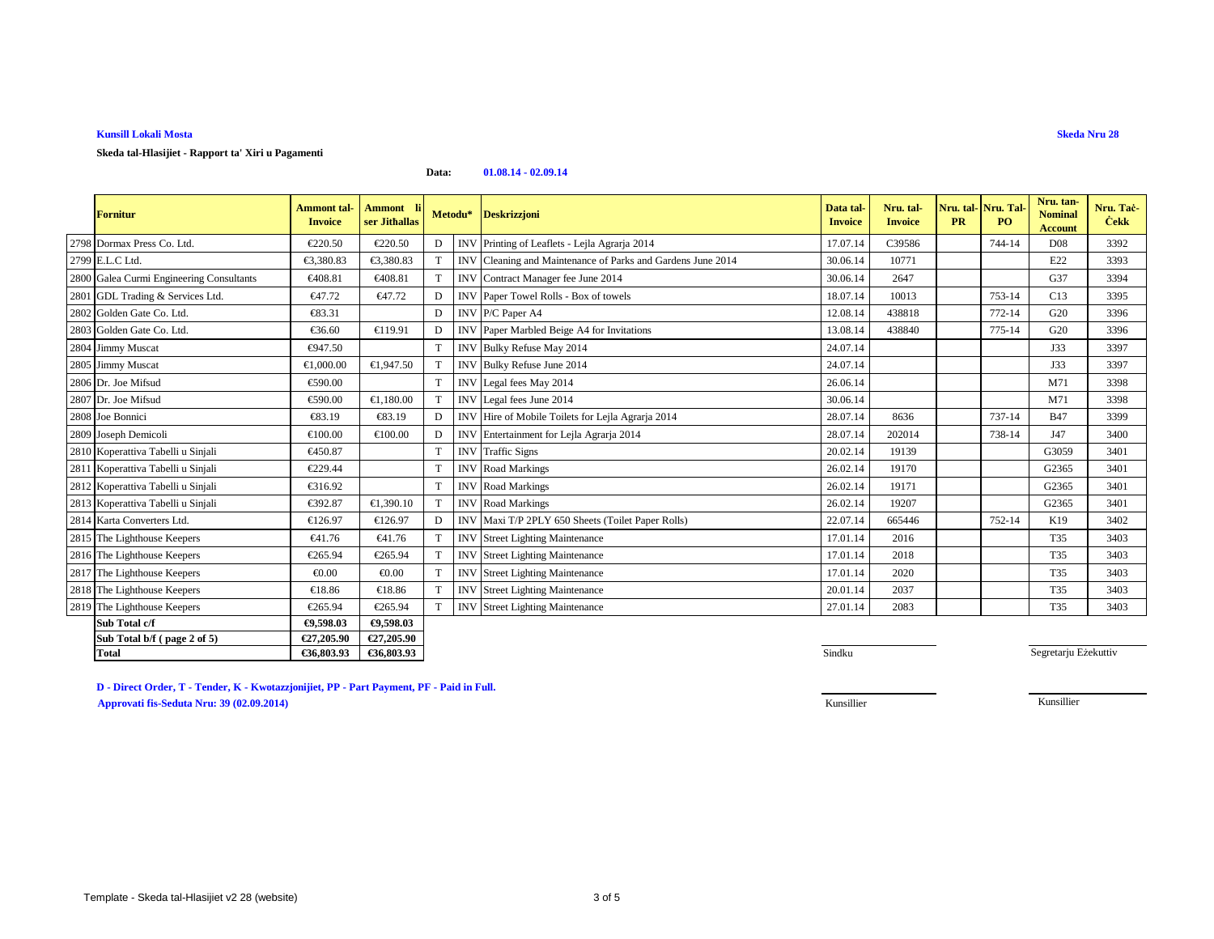**Kunsill Lokali Mosta**

**Skeda Nru 28**

**Skeda tal-Hlasijiet - Rapport ta' Xiri u Pagamenti**

**Data:** **01.08.14 - 02.09.14**

| | Fornitur | Ammont tal-Invoice | Ammont li ser Jithallas | Metodu* | | Deskrizzjoni | Data tal-Invoice | Nru. tal-Invoice | Nru. tal-PR | Nru. Tal-PO | Nru. tan-Nominal Account | Nru. Taċ-Ċekk |
|---|---|---|---|---|---|---|---|---|---|---|---|---|
| 2798 | Dormax Press Co. Ltd. | €220.50 | €220.50 | D | INV | Printing of Leaflets - Lejla Agrarja 2014 | 17.07.14 | C39586 | | 744-14 | D08 | 3392 |
| 2799 | E.L.C Ltd. | €3,380.83 | €3,380.83 | T | INV | Cleaning and Maintenance of Parks and Gardens June 2014 | 30.06.14 | 10771 | | | E22 | 3393 |
| 2800 | Galea Curmi Engineering Consultants | €408.81 | €408.81 | T | INV | Contract Manager fee June 2014 | 30.06.14 | 2647 | | | G37 | 3394 |
| 2801 | GDL Trading & Services Ltd. | €47.72 | €47.72 | D | INV | Paper Towel Rolls - Box of towels | 18.07.14 | 10013 | | 753-14 | C13 | 3395 |
| 2802 | Golden Gate Co. Ltd. | €83.31 | | D | INV | P/C Paper A4 | 12.08.14 | 438818 | | 772-14 | G20 | 3396 |
| 2803 | Golden Gate Co. Ltd. | €36.60 | €119.91 | D | INV | Paper Marbled Beige A4 for Invitations | 13.08.14 | 438840 | | 775-14 | G20 | 3396 |
| 2804 | Jimmy Muscat | €947.50 | | T | INV | Bulky Refuse May 2014 | 24.07.14 | | | | J33 | 3397 |
| 2805 | Jimmy Muscat | €1,000.00 | €1,947.50 | T | INV | Bulky Refuse June 2014 | 24.07.14 | | | | J33 | 3397 |
| 2806 | Dr. Joe Mifsud | €590.00 | | T | INV | Legal fees May 2014 | 26.06.14 | | | | M71 | 3398 |
| 2807 | Dr. Joe Mifsud | €590.00 | €1,180.00 | T | INV | Legal fees June 2014 | 30.06.14 | | | | M71 | 3398 |
| 2808 | Joe Bonnici | €83.19 | €83.19 | D | INV | Hire of Mobile Toilets for Lejla Agrarja 2014 | 28.07.14 | 8636 | | 737-14 | B47 | 3399 |
| 2809 | Joseph Demicoli | €100.00 | €100.00 | D | INV | Entertainment for Lejla Agrarja 2014 | 28.07.14 | 202014 | | 738-14 | J47 | 3400 |
| 2810 | Koperattiva Tabelli u Sinjali | €450.87 | | T | INV | Traffic Signs | 20.02.14 | 19139 | | | G3059 | 3401 |
| 2811 | Koperattiva Tabelli u Sinjali | €229.44 | | T | INV | Road Markings | 26.02.14 | 19170 | | | G2365 | 3401 |
| 2812 | Koperattiva Tabelli u Sinjali | €316.92 | | T | INV | Road Markings | 26.02.14 | 19171 | | | G2365 | 3401 |
| 2813 | Koperattiva Tabelli u Sinjali | €392.87 | €1,390.10 | T | INV | Road Markings | 26.02.14 | 19207 | | | G2365 | 3401 |
| 2814 | Karta Converters Ltd. | €126.97 | €126.97 | D | INV | Maxi T/P 2PLY 650 Sheets (Toilet Paper Rolls) | 22.07.14 | 665446 | | 752-14 | K19 | 3402 |
| 2815 | The Lighthouse Keepers | €41.76 | €41.76 | T | INV | Street Lighting Maintenance | 17.01.14 | 2016 | | | T35 | 3403 |
| 2816 | The Lighthouse Keepers | €265.94 | €265.94 | T | INV | Street Lighting Maintenance | 17.01.14 | 2018 | | | T35 | 3403 |
| 2817 | The Lighthouse Keepers | €0.00 | €0.00 | T | INV | Street Lighting Maintenance | 17.01.14 | 2020 | | | T35 | 3403 |
| 2818 | The Lighthouse Keepers | €18.86 | €18.86 | T | INV | Street Lighting Maintenance | 20.01.14 | 2037 | | | T35 | 3403 |
| 2819 | The Lighthouse Keepers | €265.94 | €265.94 | T | INV | Street Lighting Maintenance | 27.01.14 | 2083 | | | T35 | 3403 |
| | **Sub Total c/f** | **€9,598.03** | **€9,598.03** | | | | | | | | | |
| | **Sub Total b/f ( page 2 of 5)** | **€27,205.90** | **€27,205.90** | | | | | | | | | |
| | **Total** | **€36,803.93** | **€36,803.93** | | | | | | | | | |

Sindku — Segretarju Eżekuttiv

Kunsillier — Kunsillier

**D - Direct Order, T - Tender, K - Kwotazzjonijiet, PP - Part Payment, PF - Paid in Full.**

**Approvati fis-Seduta Nru: 39 (02.09.2014)**

Template - Skeda tal-Hlasijiet v2 28 (website)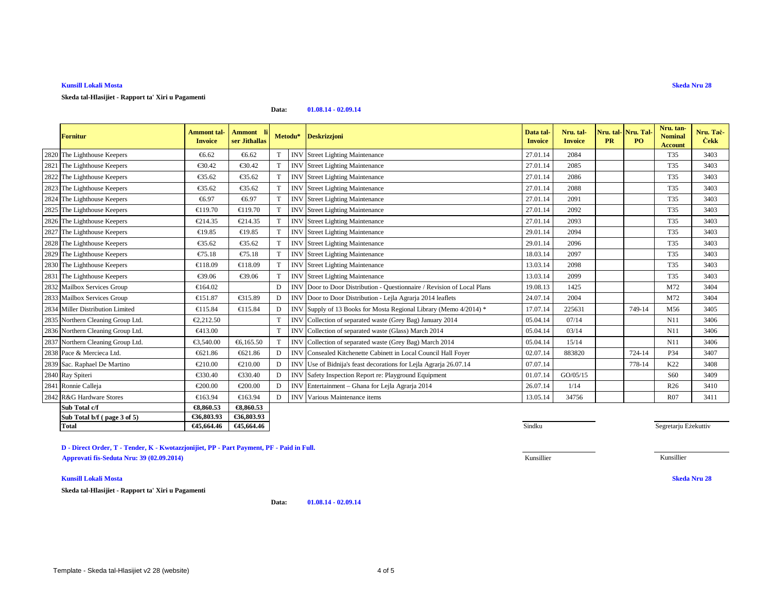**Kunsill Lokali Mosta**

**Skeda Nru 28**

**Skeda tal-Hlasijiet - Rapport ta' Xiri u Pagamenti**

**Data:** **01.08.14 - 02.09.14**

| | Fornitur | Ammont tal-Invoice | Ammont li ser Jithallas | Metodu* | | Deskrizzjoni | Data tal-Invoice | Nru. tal-Invoice | Nru. tal-PR | Nru. Tal-PO | Nru. tan-Nominal Account | Nru. Taċ-Ċekk |
|---|---|---|---|---|---|---|---|---|---|---|---|---|
| 2820 | The Lighthouse Keepers | €6.62 | €6.62 | T | INV | Street Lighting Maintenance | 27.01.14 | 2084 | | | T35 | 3403 |
| 2821 | The Lighthouse Keepers | €30.42 | €30.42 | T | INV | Street Lighting Maintenance | 27.01.14 | 2085 | | | T35 | 3403 |
| 2822 | The Lighthouse Keepers | €35.62 | €35.62 | T | INV | Street Lighting Maintenance | 27.01.14 | 2086 | | | T35 | 3403 |
| 2823 | The Lighthouse Keepers | €35.62 | €35.62 | T | INV | Street Lighting Maintenance | 27.01.14 | 2088 | | | T35 | 3403 |
| 2824 | The Lighthouse Keepers | €6.97 | €6.97 | T | INV | Street Lighting Maintenance | 27.01.14 | 2091 | | | T35 | 3403 |
| 2825 | The Lighthouse Keepers | €119.70 | €119.70 | T | INV | Street Lighting Maintenance | 27.01.14 | 2092 | | | T35 | 3403 |
| 2826 | The Lighthouse Keepers | €214.35 | €214.35 | T | INV | Street Lighting Maintenance | 27.01.14 | 2093 | | | T35 | 3403 |
| 2827 | The Lighthouse Keepers | €19.85 | €19.85 | T | INV | Street Lighting Maintenance | 29.01.14 | 2094 | | | T35 | 3403 |
| 2828 | The Lighthouse Keepers | €35.62 | €35.62 | T | INV | Street Lighting Maintenance | 29.01.14 | 2096 | | | T35 | 3403 |
| 2829 | The Lighthouse Keepers | €75.18 | €75.18 | T | INV | Street Lighting Maintenance | 18.03.14 | 2097 | | | T35 | 3403 |
| 2830 | The Lighthouse Keepers | €118.09 | €118.09 | T | INV | Street Lighting Maintenance | 13.03.14 | 2098 | | | T35 | 3403 |
| 2831 | The Lighthouse Keepers | €39.06 | €39.06 | T | INV | Street Lighting Maintenance | 13.03.14 | 2099 | | | T35 | 3403 |
| 2832 | Mailbox Services Group | €164.02 | | D | INV | Door to Door Distribution - Questionnaire / Revision of Local Plans | 19.08.13 | 1425 | | | M72 | 3404 |
| 2833 | Mailbox Services Group | €151.87 | €315.89 | D | INV | Door to Door Distribution - Lejla Agrarja 2014 leaflets | 24.07.14 | 2004 | | | M72 | 3404 |
| 2834 | Miller Distribution Limited | €115.84 | €115.84 | D | INV | Supply of 13 Books for Mosta Regional Library (Memo 4/2014) * | 17.07.14 | 225631 | | 749-14 | M56 | 3405 |
| 2835 | Northern Cleaning Group Ltd. | €2,212.50 | | T | INV | Collection of separated waste (Grey Bag) January 2014 | 05.04.14 | 07/14 | | | N11 | 3406 |
| 2836 | Northern Cleaning Group Ltd. | €413.00 | | T | INV | Collection of separated waste (Glass) March 2014 | 05.04.14 | 03/14 | | | N11 | 3406 |
| 2837 | Northern Cleaning Group Ltd. | €3,540.00 | €6,165.50 | T | INV | Collection of separated waste (Grey Bag) March 2014 | 05.04.14 | 15/14 | | | N11 | 3406 |
| 2838 | Pace & Mercieca Ltd. | €621.86 | €621.86 | D | INV | Consealed Kitchenette Cabinett in Local Council Hall Foyer | 02.07.14 | 883820 | | 724-14 | P34 | 3407 |
| 2839 | Sac. Raphael De Martino | €210.00 | €210.00 | D | INV | Use of Bidnija's feast decorations for Lejla Agrarja 26.07.14 | 07.07.14 | | | 778-14 | K22 | 3408 |
| 2840 | Ray Spiteri | €330.40 | €330.40 | D | INV | Safety Inspection Report re: Playground Equipment | 01.07.14 | GO/05/15 | | | S60 | 3409 |
| 2841 | Ronnie Calleja | €200.00 | €200.00 | D | INV | Entertainment – Ghana for Lejla Agrarja 2014 | 26.07.14 | 1/14 | | | R26 | 3410 |
| 2842 | R&G Hardware Stores | €163.94 | €163.94 | D | INV | Various Maintenance items | 13.05.14 | 34756 | | | R07 | 3411 |
| | **Sub Total c/f** | **€8,860.53** | **€8,860.53** | | | | | | | | | |
| | **Sub Total b/f ( page 3 of 5)** | **€36,803.93** | **€36,803.93** | | | | | | | | | |
| | **Total** | **€45,664.46** | **€45,664.46** | | | | | | | | | |

Sindku

Segretarju Eżekuttiv

**D - Direct Order, T - Tender, K - Kwotazzjonijiet, PP - Part Payment, PF - Paid in Full.**

**Approvati fis-Seduta Nru: 39 (02.09.2014)**

Kunsillier

Kunsillier

**Kunsill Lokali Mosta**

**Skeda Nru 28**

**Skeda tal-Hlasijiet - Rapport ta' Xiri u Pagamenti**

**Data:** **01.08.14 - 02.09.14**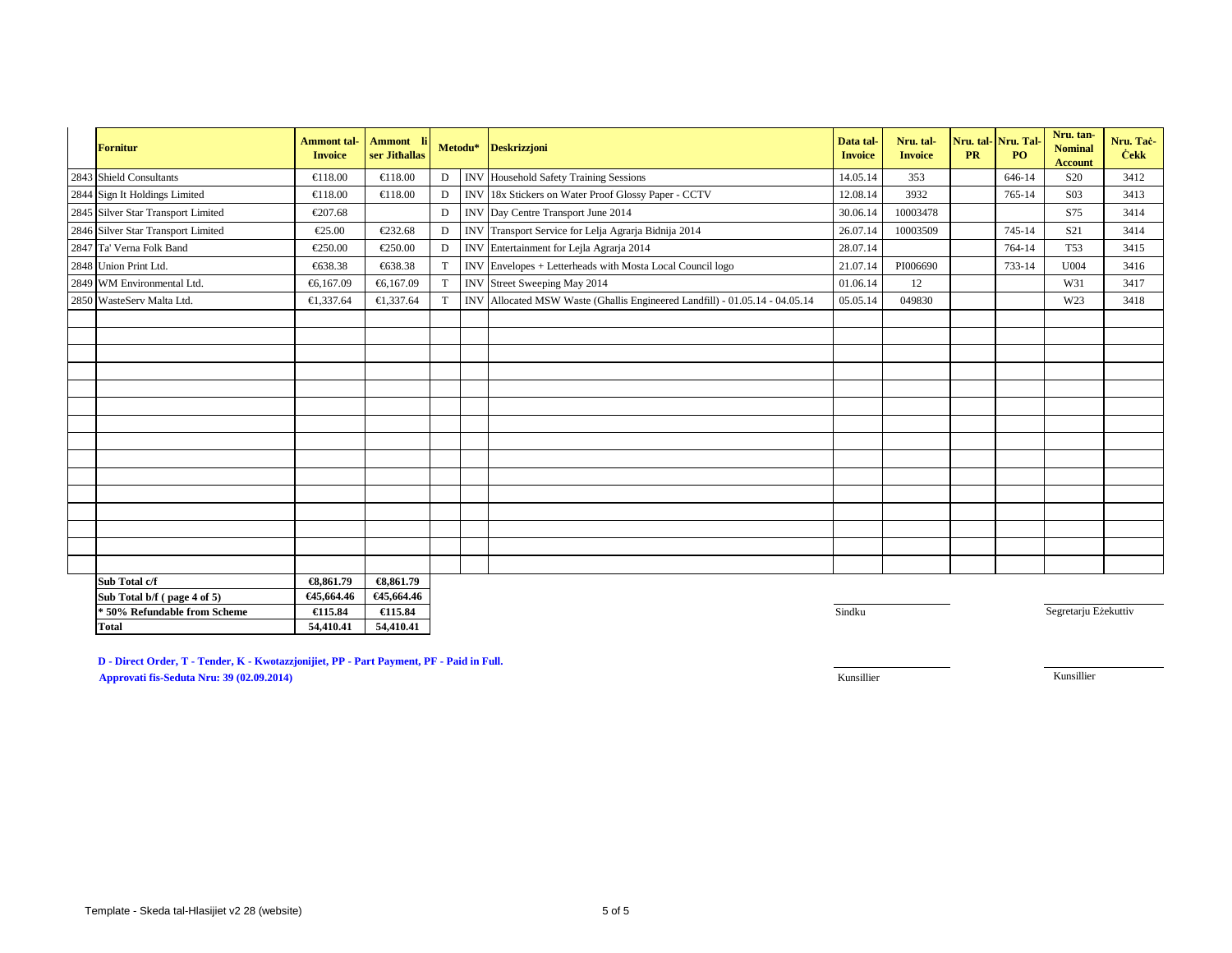| | Fornitur | Ammont tal-Invoice | Ammont li ser Jithallas | Metodu* | | Deskrizzjoni | Data tal-Invoice | Nru. tal-Invoice | Nru. tal-PR | Nru. Tal-PO | Nru. tan-Nominal Account | Nru. Taċ-Ċekk |
|---|---|---|---|---|---|---|---|---|---|---|---|---|
| 2843 | Shield Consultants | €118.00 | €118.00 | D | INV | Household Safety Training Sessions | 14.05.14 | 353 | | 646-14 | S20 | 3412 |
| 2844 | Sign It Holdings Limited | €118.00 | €118.00 | D | INV | 18x Stickers on Water Proof Glossy Paper - CCTV | 12.08.14 | 3932 | | 765-14 | S03 | 3413 |
| 2845 | Silver Star Transport Limited | €207.68 | | D | INV | Day Centre Transport June 2014 | 30.06.14 | 10003478 | | | S75 | 3414 |
| 2846 | Silver Star Transport Limited | €25.00 | €232.68 | D | INV | Transport Service for Lelja Agrarja Bidnija 2014 | 26.07.14 | 10003509 | | 745-14 | S21 | 3414 |
| 2847 | Ta' Verna Folk Band | €250.00 | €250.00 | D | INV | Entertainment for Lejla Agrarja 2014 | 28.07.14 | | | 764-14 | T53 | 3415 |
| 2848 | Union Print Ltd. | €638.38 | €638.38 | T | INV | Envelopes + Letterheads with Mosta Local Council logo | 21.07.14 | PI006690 | | 733-14 | U004 | 3416 |
| 2849 | WM Environmental Ltd. | €6,167.09 | €6,167.09 | T | INV | Street Sweeping May 2014 | 01.06.14 | 12 | | | W31 | 3417 |
| 2850 | WasteServ Malta Ltd. | €1,337.64 | €1,337.64 | T | INV | Allocated MSW Waste (Ghallis Engineered Landfill) - 01.05.14 - 04.05.14 | 05.05.14 | 049830 | | | W23 | 3418 |

| | | |
|---|---|---|
| **Sub Total c/f** | **€8,861.79** | **€8,861.79** |
| **Sub Total b/f ( page 4 of 5)** | **€45,664.46** | **€45,664.46** |
| *** 50% Refundable from Scheme** | **€115.84** | **€115.84** |
| **Total** | **54,410.41** | **54,410.41** |

Sindku

Segretarju Eżekuttiv

Kunsillier

Kunsillier

**D - Direct Order, T - Tender, K - Kwotazzjonijiet, PP - Part Payment, PF - Paid in Full.**

**Approvati fis-Seduta Nru: 39 (02.09.2014)**

Template - Skeda tal-Hlasijiet v2 28 (website)